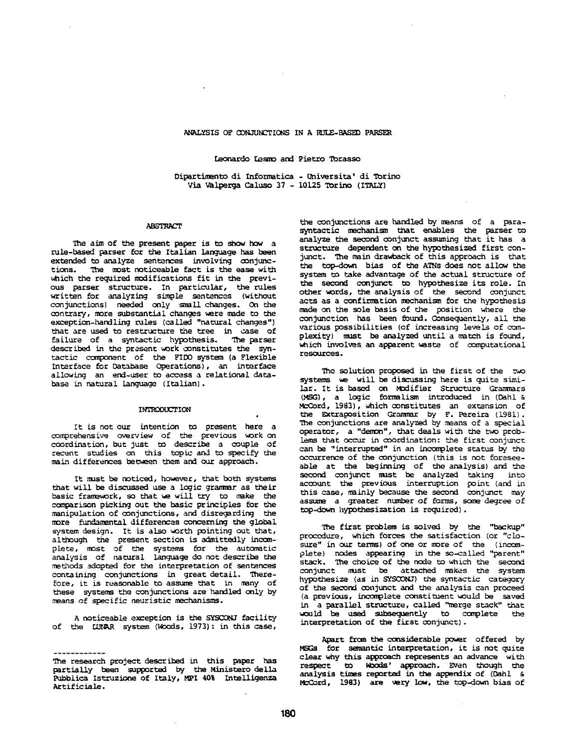# ANALYSIS OF CONJUNCTIONS IN A RULE-BASED PARSER

Leonardo Lesmo and Pietro Torasso

Dipartimento di Informatica - Universita' di Torino
Via Valperga Caluso 37 - 10125 Torino (ITALY)

## ABSTRACT

The aim of the present paper is to show how a rule-based parser for the Italian language has been extended to analyze sentences involving conjunctions. The most noticeable fact is the ease with which the required modifications fit in the previous parser structure. In particular, the rules written for analyzing simple sentences (without conjunctions) needed only small changes. On the contrary, more substantial changes were made to the exception-handling rules (called "natural changes") that are used to restructure the tree in case of failure of a syntactic hypothesis. The parser described in the present work constitutes the syntactic component of the FIDO system (a Flexible Interface for Database Operations), an interface allowing an end-user to access a relational database in natural language (Italian).

## INTRODUCTION

It is not our intention to present here a comprehensive overview of the previous work on coordination, but just to describe a couple of recent studies on this topic and to specify the main differences between them and our approach.

It must be noticed, however, that both systems that will be discussed use a logic grammar as their basic framework, so that we will try to make the comparison picking out the basic principles for the manipulation of conjunctions, and disregarding the more fundamental differences concerning the global system design. It is also worth pointing out that, although the present section is admittedly incomplete, most of the systems for the automatic analysis of natural language do not describe the methods adopted for the interpretation of sentences containing conjunctions in great detail. Therefore, it is reasonable to assume that in many of these systems the conjunctions are handled only by means of specific heuristic mechanisms.

A noticeable exception is the SYSCONJ facility of the LUNAR system (Woods, 1973): in this case, the conjunctions are handled by means of a para-syntactic mechanism that enables the parser to analyze the second conjunct assuming that it has a structure dependent on the hypothesized first conjunct. The main drawback of this approach is that the top-down bias of the ATNs does not allow the system to take advantage of the actual structure of the second conjunct to hypothesize its role. In other words, the analysis of the second conjunct acts as a confirmation mechanism for the hypothesis made on the sole basis of the position where the conjunction has been found. Consequently, all the various possibilities (of increasing levels of complexity) must be analyzed until a match is found, which involves an apparent waste of computational resources.

The solution proposed in the first of the two systems we will be discussing here is quite similar. It is based on Modifier Structure Grammars (MSG), a logic formalism introduced in (Dahl & McCord, 1983), which constitutes an extension of the Extraposition Grammar by F. Pereira (1981). The conjunctions are analyzed by means of a special operator, a "demon", that deals with the two problems that occur in coordination: the first conjunct can be "interrupted" in an incomplete status by the occurrence of the conjunction (this is not foreseeable at the beginning of the analysis) and the second conjunct must be analyzed taking into account the previous interruption point (and in this case, mainly because the second conjunct may assume a greater number of forms, some degree of top-down hypothesization is required).

The first problem is solved by the "backup" procedure, which forces the satisfaction (or "closure" in our terms) of one or more of the (incomplete) nodes appearing in the so-called "parent" stack. The choice of the node to which the second conjunct must be attached makes the system hypothesize (as in SYSCONJ) the syntactic category of the second conjunct and the analysis can proceed (a previous, incomplete constituent would be saved in a parallel structure, called "merge stack" that would be used subsequently to complete the interpretation of the first conjunct).

Apart from the considerable power offered by MSGs for semantic interpretation, it is not quite clear why this approach represents an advance with respect to Woods' approach. Even though the analysis times reported in the appendix of (Dahl & McCord, 1983) are very low, the top-down bias of

---

The research project described in this paper has partially been supported by the Ministero della Pubblica Istruzione of Italy, MPI 40% Intelligenza Artificiale.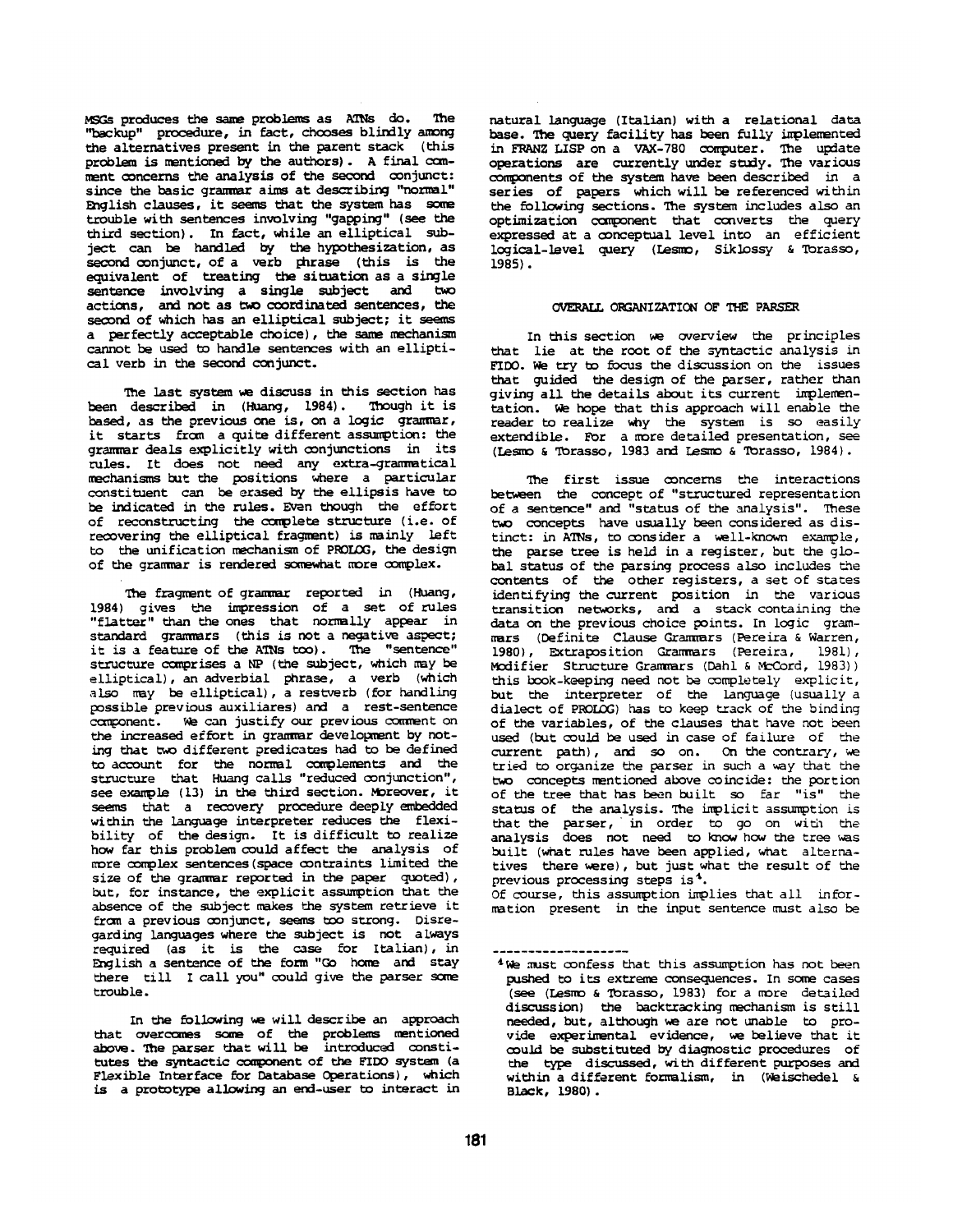MSGs produces the same problems as ATNs do. The "backup" procedure, in fact, chooses blindly among the alternatives present in the parent stack (this problem is mentioned by the authors). A final comment concerns the analysis of the second conjunct: since the basic grammar aims at describing "normal" English clauses, it seems that the system has some trouble with sentences involving "gapping" (see the third section). In fact, while an elliptical subject can be handled by the hypothesization, as second conjunct, of a verb phrase (this is the equivalent of treating the situation as a single sentence involving a single subject and two actions, and not as two coordinated sentences, the second of which has an elliptical subject; it seems a perfectly acceptable choice), the same mechanism cannot be used to handle sentences with an elliptical verb in the second conjunct.

The last system we discuss in this section has been described in (Huang, 1984). Though it is based, as the previous one is, on a logic grammar, it starts from a quite different assumption: the grammar deals explicitly with conjunctions in its rules. It does not need any extra-grammatical mechanisms but the positions where a particular constituent can be erased by the ellipsis have to be indicated in the rules. Even though the effort of reconstructing the complete structure (i.e. of recovering the elliptical fragment) is mainly left to the unification mechanism of PROLOG, the design of the grammar is rendered somewhat more complex.

The fragment of grammar reported in (Huang, 1984) gives the impression of a set of rules "flatter" than the ones that normally appear in standard grammars (this is not a negative aspect; it is a feature of the ATNs too). The "sentence" structure comprises a NP (the subject, which may be elliptical), an adverbial phrase, a verb (which also may be elliptical), a restverb (for handling possible previous auxiliares) and a rest-sentence component. We can justify our previous comment on the increased effort in grammar development by noting that two different predicates had to be defined to account for the normal complements and the structure that Huang calls "reduced conjunction", see example (13) in the third section. Moreover, it seems that a recovery procedure deeply embedded within the language interpreter reduces the flexibility of the design. It is difficult to realize how far this problem could affect the analysis of more complex sentences (space contraints limited the size of the grammar reported in the paper quoted), but, for instance, the explicit assumption that the absence of the subject makes the system retrieve it from a previous conjunct, seems too strong. Disregarding languages where the subject is not always required (as it is the case for Italian), in English a sentence of the form "Go home and stay there till I call you" could give the parser some trouble.

In the following we will describe an approach that overcomes some of the problems mentioned above. The parser that will be introduced constitutes the syntactic component of the FIDO system (a Flexible Interface for Database Operations), which is a prototype allowing an end-user to interact in natural language (Italian) with a relational data base. The query facility has been fully implemented in FRANZ LISP on a VAX-780 computer. The update operations are currently under study. The various components of the system have been described in a series of papers which will be referenced within the following sections. The system includes also an optimization component that converts the query expressed at a conceptual level into an efficient logical-level query (Lesmo, Siklossy & Torasso, 1985).

## OVERALL ORGANIZATION OF THE PARSER

In this section we overview the principles that lie at the root of the syntactic analysis in FIDO. We try to focus the discussion on the issues that guided the design of the parser, rather than giving all the details about its current implementation. We hope that this approach will enable the reader to realize why the system is so easily extendible. For a more detailed presentation, see (Lesmo & Torasso, 1983 and Lesmo & Torasso, 1984).

The first issue concerns the interactions between the concept of "structured representation of a sentence" and "status of the analysis". These two concepts have usually been considered as distinct: in ATNs, to consider a well-known example, the parse tree is held in a register, but the global status of the parsing process also includes the contents of the other registers, a set of states identifying the current position in the various transition networks, and a stack containing the data on the previous choice points. In logic grammars (Definite Clause Grammars (Pereira & Warren, 1980), Extraposition Grammars (Pereira, 1981), Modifier Structure Grammars (Dahl & McCord, 1983)) this book-keeping need not be completely explicit, but the interpreter of the language (usually a dialect of PROLOG) has to keep track of the binding of the variables, of the clauses that have not been used (but could be used in case of failure of the current path), and so on. On the contrary, we tried to organize the parser in such a way that the two concepts mentioned above coincide: the portion of the tree that has been built so far "is" the status of the analysis. The implicit assumption is that the parser, in order to go on with the analysis does not need to know how the tree was built (what rules have been applied, what alternatives there were), but just what the result of the previous processing steps is[4].
Of course, this assumption implies that all information present in the input sentence must also be

---

[4] We must confess that this assumption has not been pushed to its extreme consequences. In some cases (see (Lesmo & Torasso, 1983) for a more detailed discussion) the backtracking mechanism is still needed, but, although we are not unable to provide experimental evidence, we believe that it could be substituted by diagnostic procedures of the type discussed, with different purposes and within a different formalism, in (Weischedel & Black, 1980).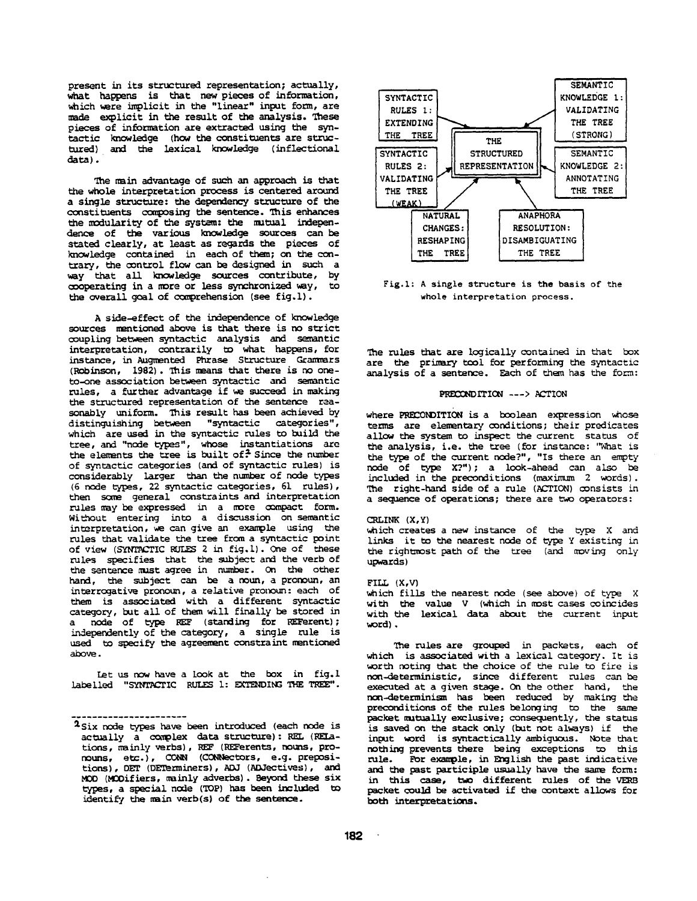present in its structured representation; actually, what happens is that new pieces of information, which were implicit in the "linear" input form, are made explicit in the result of the analysis. These pieces of information are extracted using the syntactic knowledge (how the constituents are structured) and the lexical knowledge (inflectional data).

The main advantage of such an approach is that the whole interpretation process is centered around a single structure: the dependency structure of the constituents composing the sentence. This enhances the modularity of the system: the mutual independence of the various knowledge sources can be stated clearly, at least as regards the pieces of knowledge contained in each of them; on the contrary, the control flow can be designed in such a way that all knowledge sources contribute, by cooperating in a more or less synchronized way, to the overall goal of comprehension (see fig.1).

A side-effect of the independence of knowledge sources mentioned above is that there is no strict coupling between syntactic analysis and semantic interpretation, contrarily to what happens, for instance, in Augmented Phrase Structure Grammars (Robinson, 1982). This means that there is no one-to-one association between syntactic and semantic rules, a further advantage if we succeed in making the structured representation of the sentence reasonably uniform. This result has been achieved by distinguishing between "syntactic categories", which are used in the syntactic rules to build the tree, and "node types", whose instantiations are the elements the tree is built of.[2] Since the number of syntactic categories (and of syntactic rules) is considerably larger than the number of node types (6 node types, 22 syntactic categories, 61 rules), then some general constraints and interpretation rules may be expressed in a more compact form. Without entering into a discussion on semantic interpretation, we can give an example using the rules that validate the tree from a syntactic point of view (SYNTACTIC RULES 2 in fig.1). One of these rules specifies that the subject and the verb of the sentence must agree in number. On the other hand, the subject can be a noun, a pronoun, an interrogative pronoun, a relative pronoun: each of them is associated with a different syntactic category, but all of them will finally be stored in a node of type REF (standing for REFerent); independently of the category, a single rule is used to specify the agreement constraint mentioned above.

Let us now have a look at the box in fig.1 labelled "SYNTACTIC RULES 1: EXTENDING THE TREE".

---

[2] Six node types have been introduced (each node is actually a complex data structure): REL (RELations, mainly verbs), REF (REFerents, nouns, pronouns, etc.), CONN (CONNectors, e.g. prepositions), DET (DETerminers), ADJ (ADJectives), and MOD (MODifiers, mainly adverbs). Beyond these six types, a special node (TOP) has been included to identify the main verb(s) of the sentence.

SYNTACTIC RULES 1: EXTENDING THE TREE — SEMANTIC KNOWLEDGE 1: VALIDATING THE TREE (STRONG) — SYNTACTIC RULES 2: VALIDATING THE TREE (WEAK) — THE STRUCTURED REPRESENTATION — SEMANTIC KNOWLEDGE 2: ANNOTATING THE TREE — NATURAL CHANGES: RESHAPING THE TREE — ANAPHORA RESOLUTION: DISAMBIGUATING THE TREE

Fig.1: A single structure is the basis of the whole interpretation process.

The rules that are logically contained in that box are the primary tool for performing the syntactic analysis of a sentence. Each of them has the form:

PRECONDITION ---> ACTION

where PRECONDITION is a boolean expression whose terms are elementary conditions; their predicates allow the system to inspect the current status of the analysis, i.e. the tree (for instance: "What is the type of the current node?", "Is there an empty node of type X?"); a look-ahead can also be included in the preconditions (maximum 2 words). The right-hand side of a rule (ACTION) consists in a sequence of operations; there are two operators:

CRLINK (X,Y)
which creates a new instance of the type X and links it to the nearest node of type Y existing in the rightmost path of the tree (and moving only upwards)

FILL (X,V)
which fills the nearest node (see above) of type X with the value V (which in most cases coincides with the lexical data about the current input word).

The rules are grouped in packets, each of which is associated with a lexical category. It is worth noting that the choice of the rule to fire is non-deterministic, since different rules can be executed at a given stage. On the other hand, the non-determinism has been reduced by making the preconditions of the rules belonging to the same packet mutually exclusive; consequently, the status is saved on the stack only (but not always) if the input word is syntactically ambiguous. Note that nothing prevents there being exceptions to this rule. For example, in English the past indicative and the past participle usually have the same form: in this case, two different rules of the VERB packet could be activated if the context allows for both interpretations.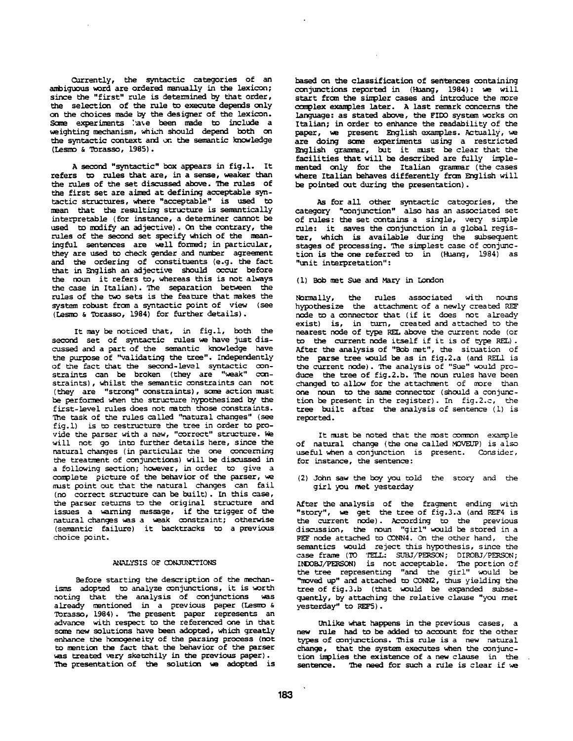Currently, the syntactic categories of an ambiguous word are ordered manually in the lexicon; since the "first" rule is determined by that order, the selection of the rule to execute depends only on the choices made by the designer of the lexicon. Some experiments have been made to include a weighting mechanism, which should depend both on the syntactic context and on the semantic knowledge (Lesmo & Torasso, 1985).

A second "syntactic" box appears in fig.1. It refers to rules that are, in a sense, weaker than the rules of the set discussed above. The rules of the first set are aimed at defining acceptable syntactic structures, where "acceptable" is used to mean that the resulting structure is semantically interpretable (for instance, a determiner cannot be used to modify an adjective). On the contrary, the rules of the second set specify which of the meaningful sentences are well formed; in particular, they are used to check gender and number agreement and the ordering of constituents (e.g. the fact that in English an adjective should occur before the noun it refers to, whereas this is not always the case in Italian). The separation between the rules of the two sets is the feature that makes the system robust from a syntactic point of view (see (Lesmo & Torasso, 1984) for further details).

It may be noticed that, in fig.1, both the second set of syntactic rules we have just discussed and a part of the semantic knowledge have the purpose of "validating the tree". Independently of the fact that the second-level syntactic constraints can be broken (they are "weak" constraints), whilst the semantic constraints can not (they are "strong" constraints), some action must be performed when the structure hypothesized by the first-level rules does not match those constraints. The task of the rules called "natural changes" (see fig.1) is to restructure the tree in order to provide the parser with a new, "correct" structure. We will not go into further details here, since the natural changes (in particular the one concerning the treatment of conjunctions) will be discussed in a following section; however, in order to give a complete picture of the behavior of the parser, we must point out that the natural changes can fail (no correct structure can be built). In this case, the parser returns to the original structure and issues a warning message, if the trigger of the natural changes was a weak constraint; otherwise (semantic failure) it backtracks to a previous choice point.

## ANALYSIS OF CONJUNCTIONS

Before starting the description of the mechanisms adopted to analyze conjunctions, it is worth noting that the analysis of conjunctions was already mentioned in a previous paper (Lesmo & Torasso, 1984). The present paper represents an advance with respect to the referenced one in that some new solutions have been adopted, which greatly enhance the homogeneity of the parsing process (not to mention the fact that the behavior of the parser was treated very sketchily in the previous paper). The presentation of the solution we adopted is based on the classification of sentences containing conjunctions reported in (Huang, 1984): we will start from the simpler cases and introduce the more complex examples later. A last remark concerns the language: as stated above, the FIDO system works on Italian; in order to enhance the readability of the paper, we present English examples. Actually, we are doing some experiments using a restricted English grammar, but it must be clear that the facilities that will be described are fully implemented only for the Italian grammar (the cases where Italian behaves differently from English will be pointed out during the presentation).

As for all other syntactic categories, the category "conjunction" also has an associated set of rules: the set contains a single, very simple rule: it saves the conjunction in a global register, which is available during the subsequent stages of processing. The simplest case of conjunction is the one referred to in (Huang, 1984) as "unit interpretation":

(1) Bob met Sue and Mary in London

Normally, the rules associated with nouns hypothesize the attachment of a newly created REF node to a connector that (if it does not already exist) is, in turn, created and attached to the nearest node of type REL above the current node (or to the current node itself if it is of type REL). After the analysis of "Bob met", the situation of the parse tree would be as in fig.2.a (and REL1 is the current node). The analysis of "Sue" would produce the tree of fig.2.b. The noun rules have been changed to allow for the attachment of more than one noun to the same connector (should a conjunction be present in the register). In fig.2.c, the tree built after the analysis of sentence (1) is reported.

It must be noted that the most common example of natural change (the one called MOVEUP) is also useful when a conjunction is present. Consider, for instance, the sentence:

(2) John saw the boy you told the story and the girl you met yesterday

After the analysis of the fragment ending with "story", we get the tree of fig.3.a (and REF4 is the current node). According to the previous discussion, the noun "girl" would be stored in a REF node attached to CONN4. On the other hand, the semantics would reject this hypothesis, since the case frame (TO TELL: SUBJ/PERSON; DIROBJ/PERSON; INDOBJ/PERSON) is not acceptable. The portion of the tree representing "and the girl" would be "moved up" and attached to CONN2, thus yielding the tree of fig.3.b (that would be expanded subsequently, by attaching the relative clause "you met yesterday" to REF5).

Unlike what happens in the previous cases, a new rule had to be added to account for the other types of conjunctions. This rule is a new natural change, that the system executes when the conjunction implies the existence of a new clause in the sentence. The need for such a rule is clear if we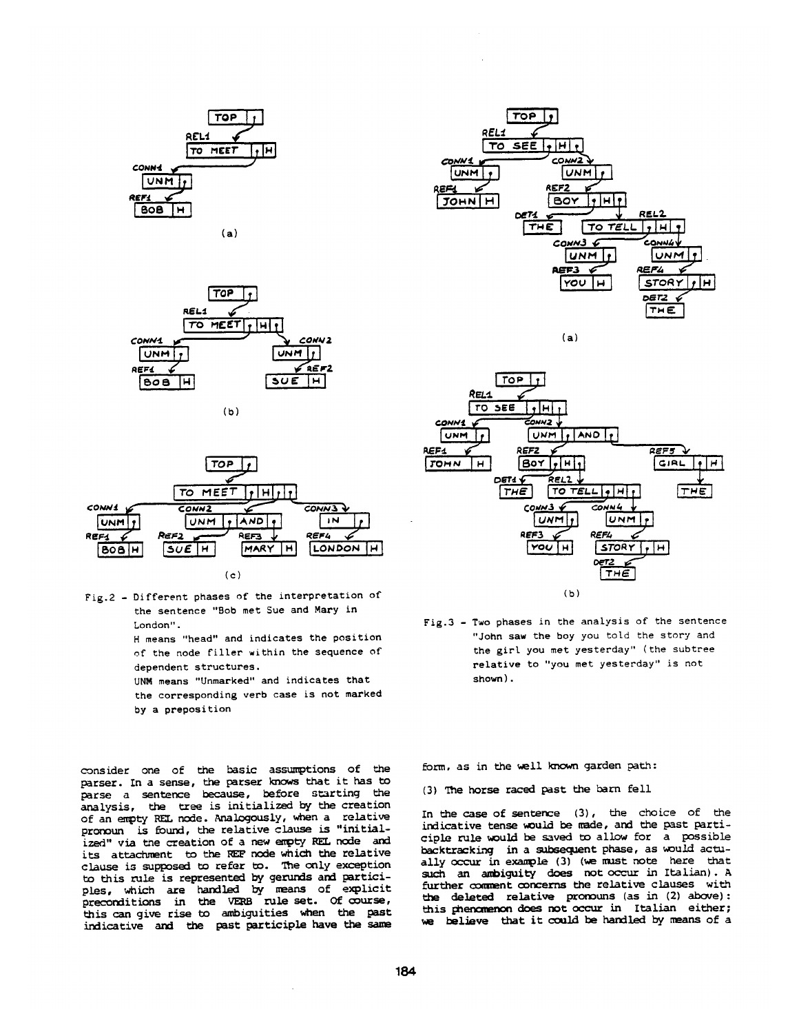Fig.2 - Different phases of the interpretation of the sentence "Bob met Sue and Mary in London".
H means "head" and indicates the position of the node filler within the sequence of dependent structures.
UNM means "Unmarked" and indicates that the corresponding verb case is not marked by a preposition

Fig.3 - Two phases in the analysis of the sentence "John saw the boy you told the story and the girl you met yesterday" (the subtree relative to "you met yesterday" is not shown).

consider one of the basic assumptions of the parser. In a sense, the parser knows that it has to parse a sentence because, before starting the analysis, the tree is initialized by the creation of an empty REL node. Analogously, when a relative pronoun is found, the relative clause is "initialized" via the creation of a new empty REL node and its attachment to the REF node which the relative clause is supposed to refer to. The only exception to this rule is represented by gerunds and participles, which are handled by means of explicit preconditions in the VERB rule set. Of course, this can give rise to ambiguities when the past indicative and the past participle have the same form, as in the well known garden path:

(3) The horse raced past the barn fell

In the case of sentence (3), the choice of the indicative tense would be made, and the past participle rule would be saved to allow for a possible backtracking in a subsequent phase, as would actually occur in example (3) (we must note here that such an ambiguity does not occur in Italian). A further comment concerns the relative clauses with the deleted relative pronouns (as in (2) above): this phenomenon does not occur in Italian either; we believe that it could be handled by means of a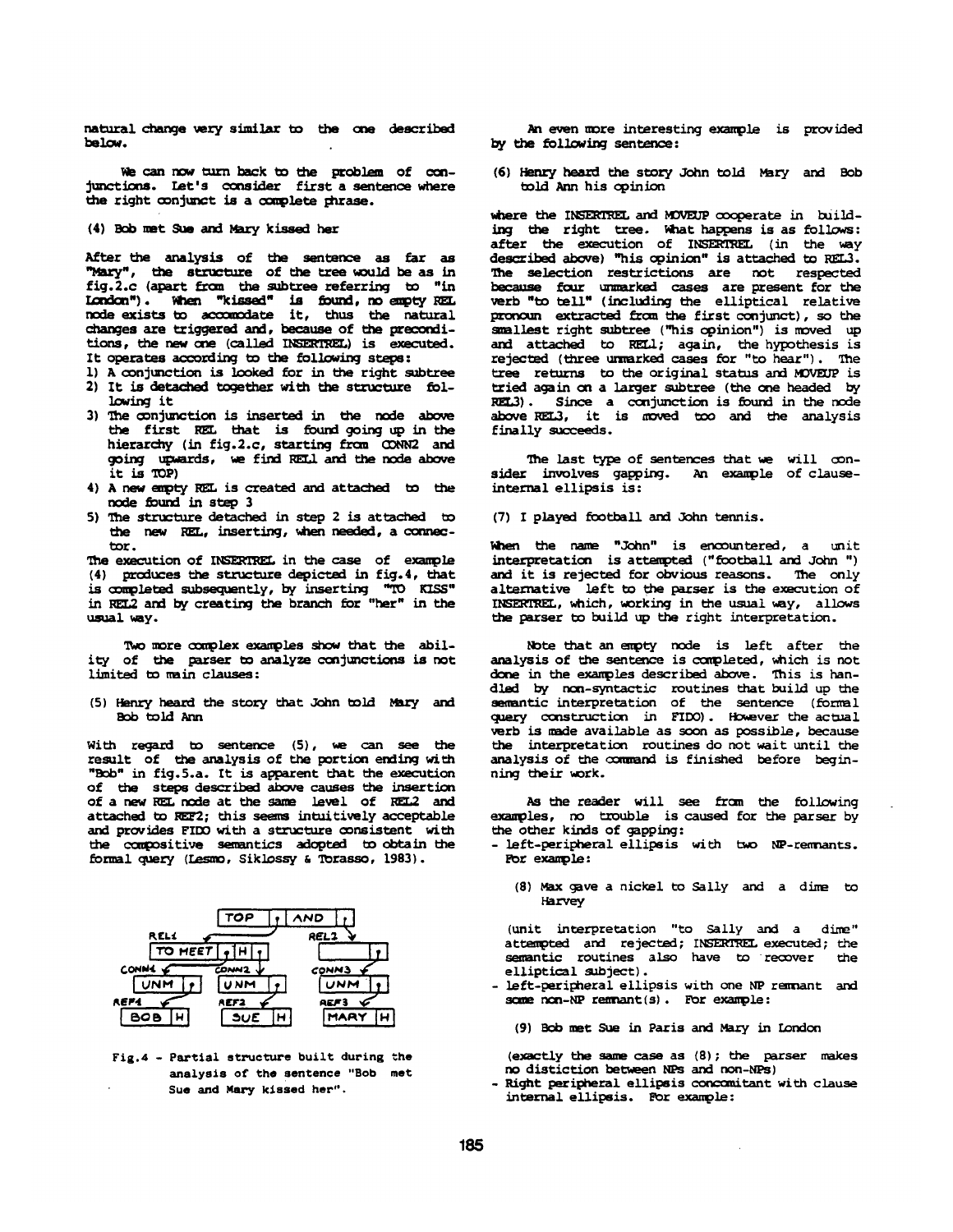natural change very similar to the one described below.

We can now turn back to the problem of conjunctions. Let's consider first a sentence where the right conjunct is a complete phrase.

(4) Bob met Sue and Mary kissed her

After the analysis of the sentence as far as "Mary", the structure of the tree would be as in fig.2.c (apart from the subtree referring to "in London"). When "kissed" is found, no empty REL node exists to accomodate it, thus the natural changes are triggered and, because of the preconditions, the new one (called INSERTREL) is executed. It operates according to the following steps:

1) A conjunction is looked for in the right subtree
2) It is detached together with the structure following it
3) The conjunction is inserted in the node above the first REL that is found going up in the hierarchy (in fig.2.c, starting from CONN2 and going upwards, we find REL1 and the node above it is TOP)
4) A new empty REL is created and attached to the node found in step 3
5) The structure detached in step 2 is attached to the new REL, inserting, when needed, a connector.

The execution of INSERTREL in the case of example (4) produces the structure depicted in fig.4, that is completed subsequently, by inserting "TO KISS" in REL2 and by creating the branch for "her" in the usual way.

Two more complex examples show that the ability of the parser to analyze conjunctions is not limited to main clauses:

(5) Henry heard the story that John told Mary and Bob told Ann

With regard to sentence (5), we can see the result of the analysis of the portion ending with "Bob" in fig.5.a. It is apparent that the execution of the steps described above causes the insertion of a new REL node at the same level of REL2 and attached to REF2; this seems intuitively acceptable and provides FIDO with a structure consistent with the compositive semantics adopted to obtain the formal query (Lesmo, Siklossy & Torasso, 1983).

```
                 TOP | ? | AND | ?
        REL1  /                   \  REL2
   TO MEET | ? | H | ?          [        | ? ]
  CONN1 /       \ CONN2          CONN3 /
  UNM | ?       UNM | ?          UNM | ?
  REF1 /        REF2 /           REF3 /
  BOB | H       SUE | H          MARY | H
```

Fig.4 - Partial structure built during the analysis of the sentence "Bob met Sue and Mary kissed her".

An even more interesting example is provided by the following sentence:

(6) Henry heard the story John told Mary and Bob told Ann his opinion

where the INSERTREL and MOVEUP cooperate in building the right tree. What happens is as follows: after the execution of INSERTREL (in the way described above) "his opinion" is attached to REL3. The selection restrictions are not respected because four unmarked cases are present for the verb "to tell" (including the elliptical relative pronoun extracted from the first conjunct), so the smallest right subtree ("his opinion") is moved up and attached to REL1; again, the hypothesis is rejected (three unmarked cases for "to hear"). The tree returns to the original status and MOVEUP is tried again on a larger subtree (the one headed by REL3). Since a conjunction is found in the node above REL3, it is moved too and the analysis finally succeeds.

The last type of sentences that we will consider involves gapping. An example of clause-internal ellipsis is:

(7) I played football and John tennis.

When the name "John" is encountered, a unit interpretation is attempted ("football and John ") and it is rejected for obvious reasons. The only alternative left to the parser is the execution of INSERTREL, which, working in the usual way, allows the parser to build up the right interpretation.

Note that an empty node is left after the analysis of the sentence is completed, which is not done in the examples described above. This is handled by non-syntactic routines that build up the semantic interpretation of the sentence (formal query construction in FIDO). However the actual verb is made available as soon as possible, because the interpretation routines do not wait until the analysis of the command is finished before beginning their work.

As the reader will see from the following examples, no trouble is caused for the parser by the other kinds of gapping:

- left-peripheral ellipsis with two NP-remnants. For example:

(8) Max gave a nickel to Sally and a dime to Harvey

(unit interpretation "to Sally and a dime" attempted and rejected; INSERTREL executed; the semantic routines also have to recover the elliptical subject).

- left-peripheral ellipsis with one NP remnant and some non-NP remnant(s). For example:

(9) Bob met Sue in Paris and Mary in London

(exactly the same case as (8); the parser makes no distiction between NPs and non-NPs)

- Right peripheral ellipsis concomitant with clause internal ellipsis. For example: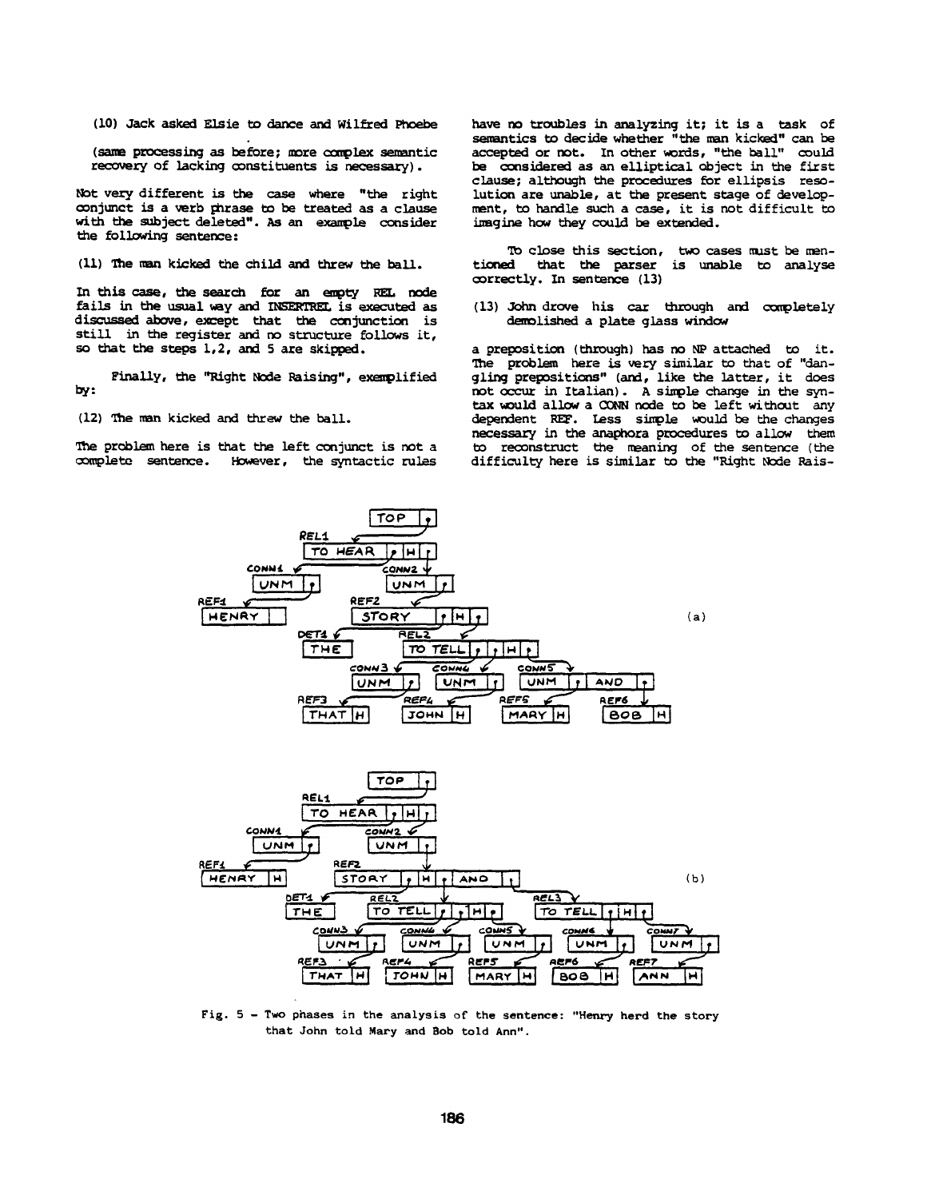(10) Jack asked Elsie to dance and Wilfred Phoebe

(same processing as before; more complex semantic recovery of lacking constituents is necessary).

Not very different is the case where "the right conjunct is a verb phrase to be treated as a clause with the subject deleted". As an example consider the following sentence:

(11) The man kicked the child and threw the ball.

In this case, the search for an empty REL node fails in the usual way and INSERTREL is executed as discussed above, except that the conjunction is still in the register and no structure follows it, so that the steps 1,2, and 5 are skipped.

Finally, the "Right Node Raising", exemplified by:

(12) The man kicked and threw the ball.

The problem here is that the left conjunct is not a complete sentence. However, the syntactic rules have no troubles in analyzing it; it is a task of semantics to decide whether "the man kicked" can be accepted or not. In other words, "the ball" could be considered as an elliptical object in the first clause; although the procedures for ellipsis resolution are unable, at the present stage of development, to handle such a case, it is not difficult to imagine how they could be extended.

To close this section, two cases must be mentioned that the parser is unable to analyse correctly. In sentence (13)

(13) John drove his car through and completely demolished a plate glass window

a preposition (through) has no NP attached to it. The problem here is very similar to that of "dangling prepositions" (and, like the latter, it does not occur in Italian). A simple change in the syntax would allow a CONN node to be left without any dependent REF. Less simple would be the changes necessary in the anaphora procedures to allow them to reconstruct the meaning of the sentence (the difficulty here is similar to the "Right Node Rais-

Fig. 5 - Two phases in the analysis of the sentence: "Henry herd the story that John told Mary and Bob told Ann".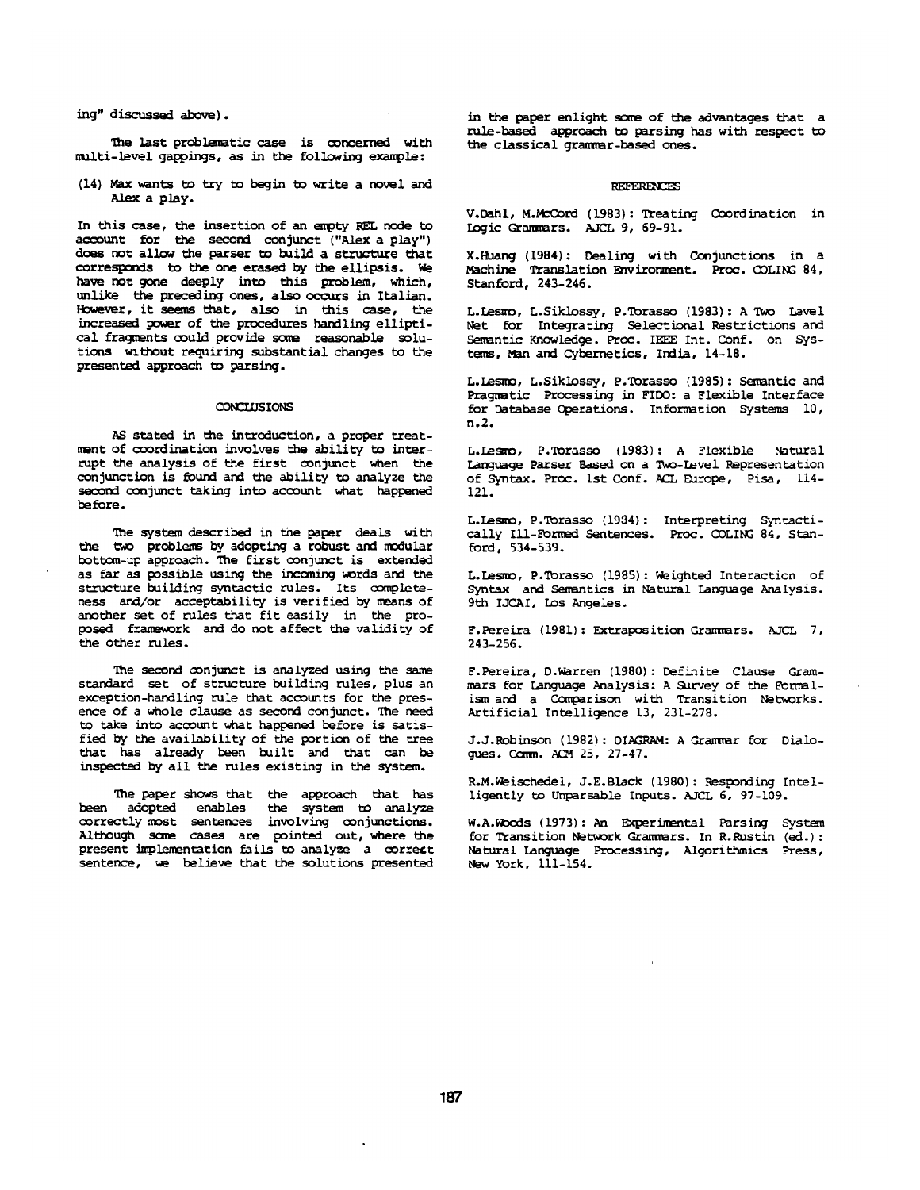ing" discussed above).

The last problematic case is concerned with multi-level gappings, as in the following example:

(14) Max wants to try to begin to write a novel and Alex a play.

In this case, the insertion of an empty REL node to account for the second conjunct ("Alex a play") does not allow the parser to build a structure that corresponds to the one erased by the ellipsis. We have not gone deeply into this problem, which, unlike the preceding ones, also occurs in Italian. However, it seems that, also in this case, the increased power of the procedures handling elliptical fragments could provide some reasonable solutions without requiring substantial changes to the presented approach to parsing.

## CONCLUSIONS

AS stated in the introduction, a proper treatment of coordination involves the ability to interrupt the analysis of the first conjunct when the conjunction is found and the ability to analyze the second conjunct taking into account what happened before.

The system described in the paper deals with the two problems by adopting a robust and modular bottom-up approach. The first conjunct is extended as far as possible using the incoming words and the structure building syntactic rules. Its completeness and/or acceptability is verified by means of another set of rules that fit easily in the proposed framework and do not affect the validity of the other rules.

The second conjunct is analyzed using the same standard set of structure building rules, plus an exception-handling rule that accounts for the presence of a whole clause as second conjunct. The need to take into account what happened before is satisfied by the availability of the portion of the tree that has already been built and that can be inspected by all the rules existing in the system.

The paper shows that the approach that has been adopted enables the system to analyze correctly most sentences involving conjunctions. Although some cases are pointed out, where the present implementation fails to analyze a correct sentence, we believe that the solutions presented in the paper enlight some of the advantages that a rule-based approach to parsing has with respect to the classical grammar-based ones.

## REFERENCES

V.Dahl, M.McCord (1983): Treating Coordination in Logic Grammars. AJCL 9, 69-91.

X.Huang (1984): Dealing with Conjunctions in a Machine Translation Environment. Proc. COLING 84, Stanford, 243-246.

L.Lesmo, L.Siklossy, P.Torasso (1983): A Two Level Net for Integrating Selectional Restrictions and Semantic Knowledge. Proc. IEEE Int. Conf. on Systems, Man and Cybernetics, India, 14-18.

L.Lesmo, L.Siklossy, P.Torasso (1985): Semantic and Pragmatic Processing in FIDO: a Flexible Interface for Database Operations. Information Systems 10, n.2.

L.Lesmo, P.Torasso (1983): A Flexible Natural Language Parser Based on a Two-Level Representation of Syntax. Proc. 1st Conf. ACL Europe, Pisa, 114-121.

L.Lesmo, P.Torasso (1984): Interpreting Syntactically Ill-Formed Sentences. Proc. COLING 84, Stanford, 534-539.

L.Lesmo, P.Torasso (1985): Weighted Interaction of Syntax and Semantics in Natural Language Analysis. 9th IJCAI, Los Angeles.

F.Pereira (1981): Extraposition Grammars. AJCL 7, 243-256.

F.Pereira, D.Warren (1980): Definite Clause Grammars for Language Analysis: A Survey of the Formalism and a Comparison with Transition Networks. Artificial Intelligence 13, 231-278.

J.J.Robinson (1982): DIAGRAM: A Grammar for Dialogues. Comm. ACM 25, 27-47.

R.M.Weischedel, J.E.Black (1980): Responding Intelligently to Unparsable Inputs. AJCL 6, 97-109.

W.A.Woods (1973): An Experimental Parsing System for Transition Network Grammars. In R.Rustin (ed.): Natural Language Processing, Algorithmics Press, New York, 111-154.